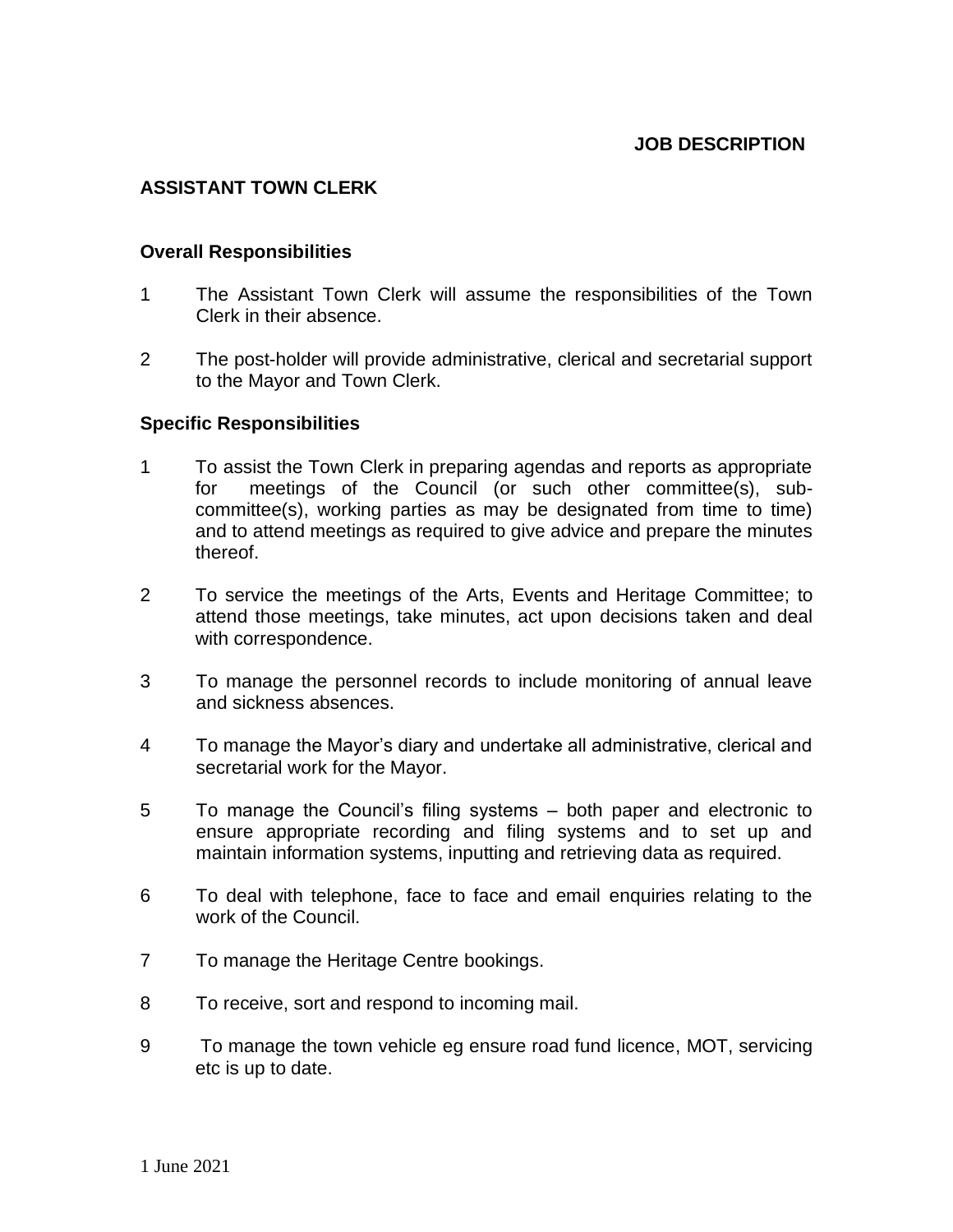**JOB DESCRIPTION**

## ASSISTANT TOWN CLERK

### Overall Responsibilities

1. The Assistant Town Clerk will assume the responsibilities of the Town Clerk in their absence.

2. The post-holder will provide administrative, clerical and secretarial support to the Mayor and Town Clerk.

### Specific Responsibilities

1. To assist the Town Clerk in preparing agendas and reports as appropriate for meetings of the Council (or such other committee(s), sub-committee(s), working parties as may be designated from time to time) and to attend meetings as required to give advice and prepare the minutes thereof.

2. To service the meetings of the Arts, Events and Heritage Committee; to attend those meetings, take minutes, act upon decisions taken and deal with correspondence.

3. To manage the personnel records to include monitoring of annual leave and sickness absences.

4. To manage the Mayor's diary and undertake all administrative, clerical and secretarial work for the Mayor.

5. To manage the Council's filing systems – both paper and electronic to ensure appropriate recording and filing systems and to set up and maintain information systems, inputting and retrieving data as required.

6. To deal with telephone, face to face and email enquiries relating to the work of the Council.

7. To manage the Heritage Centre bookings.

8. To receive, sort and respond to incoming mail.

9. To manage the town vehicle eg ensure road fund licence, MOT, servicing etc is up to date.

1 June 2021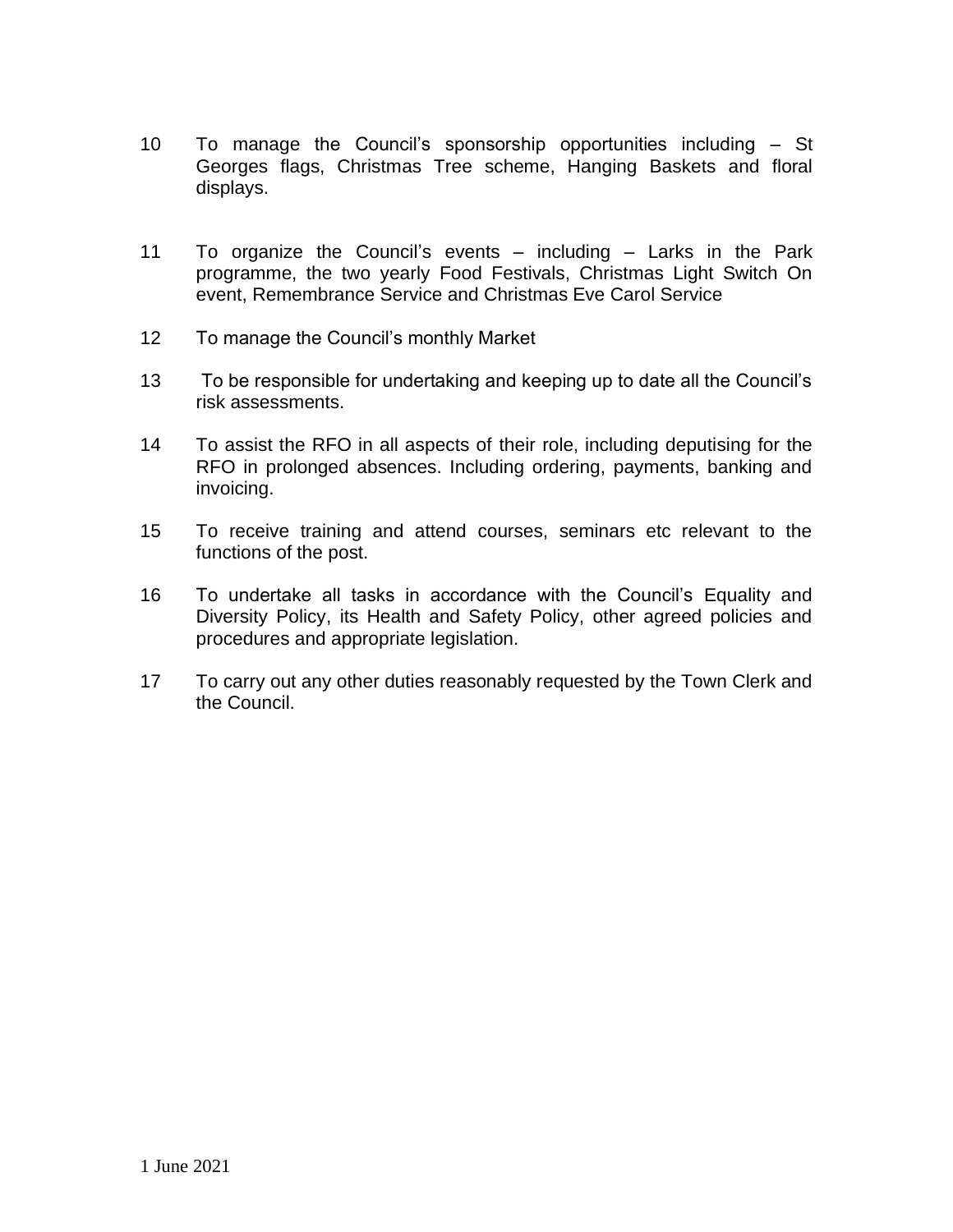10 To manage the Council's sponsorship opportunities including – St Georges flags, Christmas Tree scheme, Hanging Baskets and floral displays.

11 To organize the Council's events – including – Larks in the Park programme, the two yearly Food Festivals, Christmas Light Switch On event, Remembrance Service and Christmas Eve Carol Service

12 To manage the Council's monthly Market

13 To be responsible for undertaking and keeping up to date all the Council's risk assessments.

14 To assist the RFO in all aspects of their role, including deputising for the RFO in prolonged absences. Including ordering, payments, banking and invoicing.

15 To receive training and attend courses, seminars etc relevant to the functions of the post.

16 To undertake all tasks in accordance with the Council's Equality and Diversity Policy, its Health and Safety Policy, other agreed policies and procedures and appropriate legislation.

17 To carry out any other duties reasonably requested by the Town Clerk and the Council.

1 June 2021